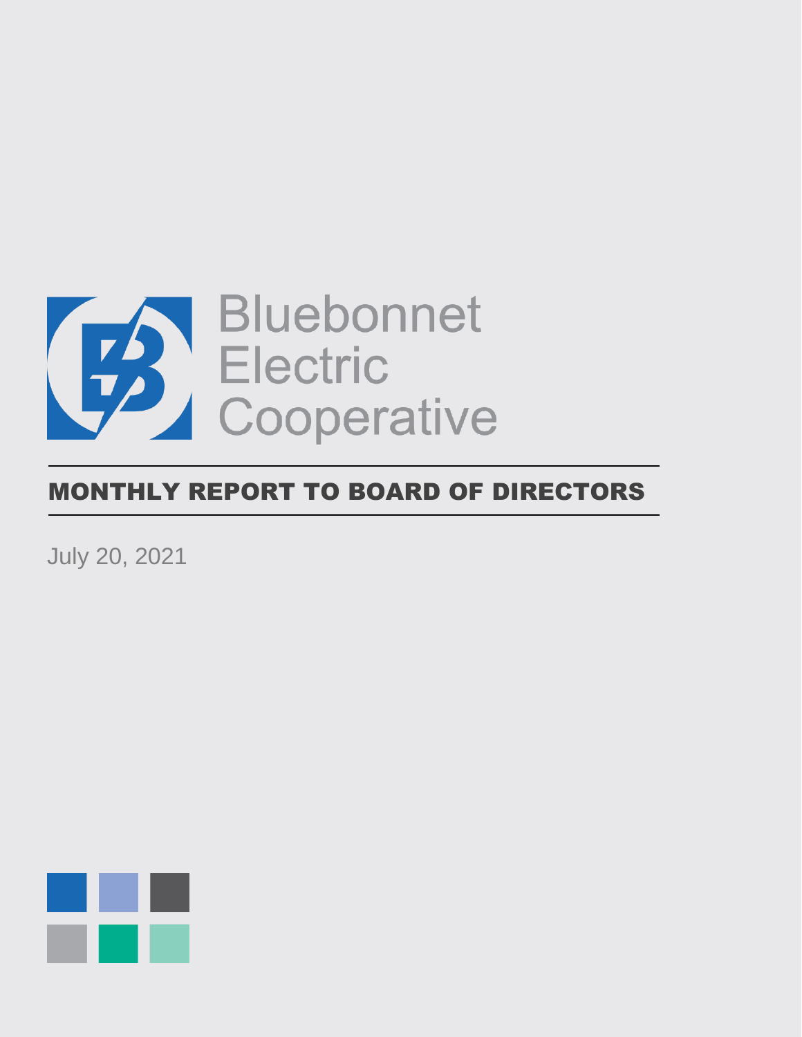Bluebonnet
Electric
Cooperative

# MONTHLY REPORT TO BOARD OF DIRECTORS

July 20, 2021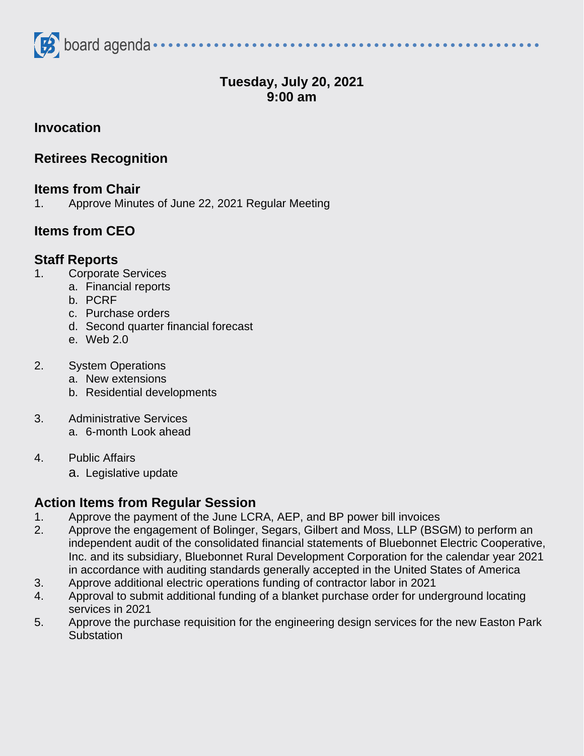board agenda

**Tuesday, July 20, 2021**
**9:00 am**

## Invocation

## Retirees Recognition

## Items from Chair

1. Approve Minutes of June 22, 2021 Regular Meeting

## Items from CEO

## Staff Reports

1. Corporate Services
   a. Financial reports
   b. PCRF
   c. Purchase orders
   d. Second quarter financial forecast
   e. Web 2.0

2. System Operations
   a. New extensions
   b. Residential developments

3. Administrative Services
   a. 6-month Look ahead

4. Public Affairs
   a. Legislative update

## Action Items from Regular Session

1. Approve the payment of the June LCRA, AEP, and BP power bill invoices
2. Approve the engagement of Bolinger, Segars, Gilbert and Moss, LLP (BSGM) to perform an independent audit of the consolidated financial statements of Bluebonnet Electric Cooperative, Inc. and its subsidiary, Bluebonnet Rural Development Corporation for the calendar year 2021 in accordance with auditing standards generally accepted in the United States of America
3. Approve additional electric operations funding of contractor labor in 2021
4. Approval to submit additional funding of a blanket purchase order for underground locating services in 2021
5. Approve the purchase requisition for the engineering design services for the new Easton Park Substation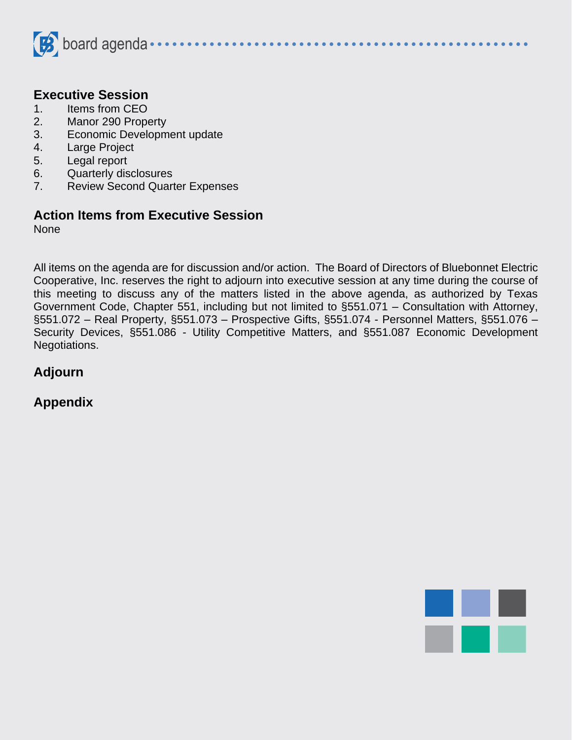## Executive Session

1. Items from CEO
2. Manor 290 Property
3. Economic Development update
4. Large Project
5. Legal report
6. Quarterly disclosures
7. Review Second Quarter Expenses

## Action Items from Executive Session

None

All items on the agenda are for discussion and/or action. The Board of Directors of Bluebonnet Electric Cooperative, Inc. reserves the right to adjourn into executive session at any time during the course of this meeting to discuss any of the matters listed in the above agenda, as authorized by Texas Government Code, Chapter 551, including but not limited to §551.071 – Consultation with Attorney, §551.072 – Real Property, §551.073 – Prospective Gifts, §551.074 - Personnel Matters, §551.076 – Security Devices, §551.086 - Utility Competitive Matters, and §551.087 Economic Development Negotiations.

## Adjourn

## Appendix